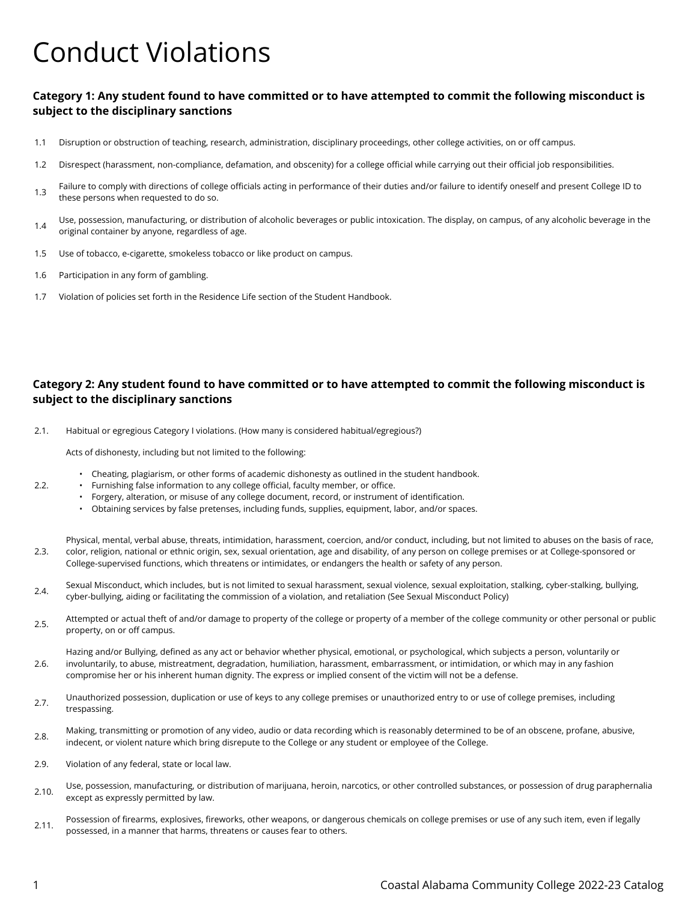# Conduct Violations

### Category 1: Any student found to have committed or to have attempted to commit the following misconduct is subject to the disciplinary sanctions

1.1 Disruption or obstruction of teaching, research, administration, disciplinary proceedings, other college activities, on or off campus.

1.2 Disrespect (harassment, non-compliance, defamation, and obscenity) for a college official while carrying out their official job responsibilities.

1.3 Failure to comply with directions of college officials acting in performance of their duties and/or failure to identify oneself and present College ID to these persons when requested to do so.

1.4 Use, possession, manufacturing, or distribution of alcoholic beverages or public intoxication. The display, on campus, of any alcoholic beverage in the original container by anyone, regardless of age.

1.5 Use of tobacco, e-cigarette, smokeless tobacco or like product on campus.

1.6 Participation in any form of gambling.

1.7 Violation of policies set forth in the Residence Life section of the Student Handbook.

### Category 2: Any student found to have committed or to have attempted to commit the following misconduct is subject to the disciplinary sanctions

2.1. Habitual or egregious Category I violations. (How many is considered habitual/egregious?)

2.2. Acts of dishonesty, including but not limited to the following:

- Cheating, plagiarism, or other forms of academic dishonesty as outlined in the student handbook.
- Furnishing false information to any college official, faculty member, or office.
- Forgery, alteration, or misuse of any college document, record, or instrument of identification.
- Obtaining services by false pretenses, including funds, supplies, equipment, labor, and/or spaces.

2.3. Physical, mental, verbal abuse, threats, intimidation, harassment, coercion, and/or conduct, including, but not limited to abuses on the basis of race, color, religion, national or ethnic origin, sex, sexual orientation, age and disability, of any person on college premises or at College-sponsored or College-supervised functions, which threatens or intimidates, or endangers the health or safety of any person.

2.4. Sexual Misconduct, which includes, but is not limited to sexual harassment, sexual violence, sexual exploitation, stalking, cyber-stalking, bullying, cyber-bullying, aiding or facilitating the commission of a violation, and retaliation (See Sexual Misconduct Policy)

2.5. Attempted or actual theft of and/or damage to property of the college or property of a member of the college community or other personal or public property, on or off campus.

2.6. Hazing and/or Bullying, defined as any act or behavior whether physical, emotional, or psychological, which subjects a person, voluntarily or involuntarily, to abuse, mistreatment, degradation, humiliation, harassment, embarrassment, or intimidation, or which may in any fashion compromise her or his inherent human dignity. The express or implied consent of the victim will not be a defense.

2.7. Unauthorized possession, duplication or use of keys to any college premises or unauthorized entry to or use of college premises, including trespassing.

2.8. Making, transmitting or promotion of any video, audio or data recording which is reasonably determined to be of an obscene, profane, abusive, indecent, or violent nature which bring disrepute to the College or any student or employee of the College.

2.9. Violation of any federal, state or local law.

2.10. Use, possession, manufacturing, or distribution of marijuana, heroin, narcotics, or other controlled substances, or possession of drug paraphernalia except as expressly permitted by law.

2.11. Possession of firearms, explosives, fireworks, other weapons, or dangerous chemicals on college premises or use of any such item, even if legally possessed, in a manner that harms, threatens or causes fear to others.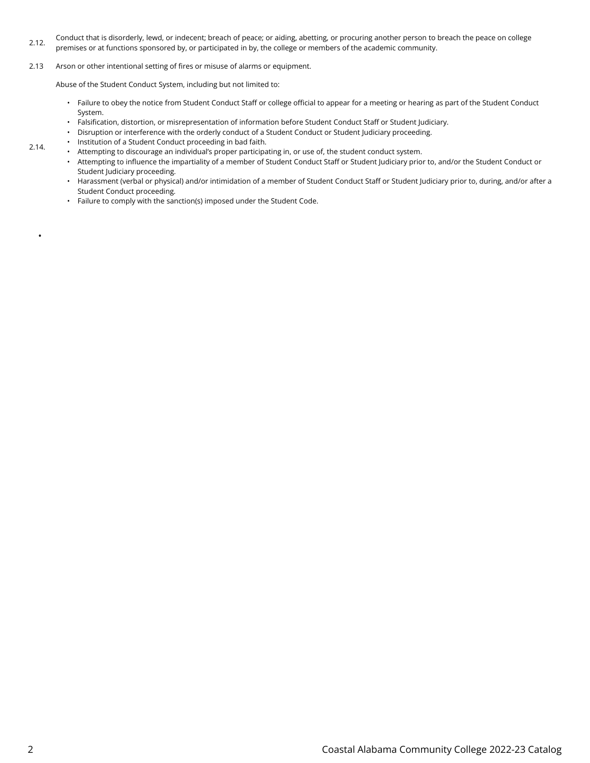2.12. Conduct that is disorderly, lewd, or indecent; breach of peace; or aiding, abetting, or procuring another person to breach the peace on college premises or at functions sponsored by, or participated in by, the college or members of the academic community.

2.13 Arson or other intentional setting of fires or misuse of alarms or equipment.

2.14. Abuse of the Student Conduct System, including but not limited to:

- Failure to obey the notice from Student Conduct Staff or college official to appear for a meeting or hearing as part of the Student Conduct System.
- Falsification, distortion, or misrepresentation of information before Student Conduct Staff or Student Judiciary.
- Disruption or interference with the orderly conduct of a Student Conduct or Student Judiciary proceeding.
- Institution of a Student Conduct proceeding in bad faith.
- Attempting to discourage an individual's proper participating in, or use of, the student conduct system.
- Attempting to influence the impartiality of a member of Student Conduct Staff or Student Judiciary prior to, and/or the Student Conduct or Student Judiciary proceeding.
- Harassment (verbal or physical) and/or intimidation of a member of Student Conduct Staff or Student Judiciary prior to, during, and/or after a Student Conduct proceeding.
- Failure to comply with the sanction(s) imposed under the Student Code.